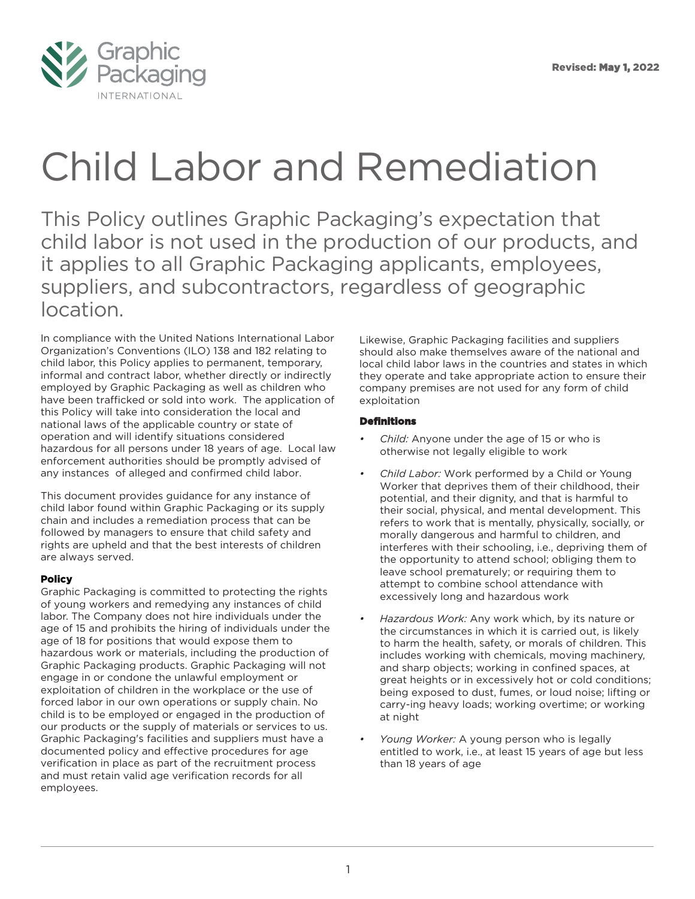Revised: May 1, 2022

# Child Labor and Remediation

This Policy outlines Graphic Packaging's expectation that child labor is not used in the production of our products, and it applies to all Graphic Packaging applicants, employees, suppliers, and subcontractors, regardless of geographic location.

In compliance with the United Nations International Labor Organization's Conventions (ILO) 138 and 182 relating to child labor, this Policy applies to permanent, temporary, informal and contract labor, whether directly or indirectly employed by Graphic Packaging as well as children who have been trafficked or sold into work. The application of this Policy will take into consideration the local and national laws of the applicable country or state of operation and will identify situations considered hazardous for all persons under 18 years of age. Local law enforcement authorities should be promptly advised of any instances of alleged and confirmed child labor.

This document provides guidance for any instance of child labor found within Graphic Packaging or its supply chain and includes a remediation process that can be followed by managers to ensure that child safety and rights are upheld and that the best interests of children are always served.

## Policy

Graphic Packaging is committed to protecting the rights of young workers and remedying any instances of child labor. The Company does not hire individuals under the age of 15 and prohibits the hiring of individuals under the age of 18 for positions that would expose them to hazardous work or materials, including the production of Graphic Packaging products. Graphic Packaging will not engage in or condone the unlawful employment or exploitation of children in the workplace or the use of forced labor in our own operations or supply chain. No child is to be employed or engaged in the production of our products or the supply of materials or services to us. Graphic Packaging's facilities and suppliers must have a documented policy and effective procedures for age verification in place as part of the recruitment process and must retain valid age verification records for all employees.

Likewise, Graphic Packaging facilities and suppliers should also make themselves aware of the national and local child labor laws in the countries and states in which they operate and take appropriate action to ensure their company premises are not used for any form of child exploitation

## Definitions

- *Child:* Anyone under the age of 15 or who is otherwise not legally eligible to work
- *Child Labor:* Work performed by a Child or Young Worker that deprives them of their childhood, their potential, and their dignity, and that is harmful to their social, physical, and mental development. This refers to work that is mentally, physically, socially, or morally dangerous and harmful to children, and interferes with their schooling, i.e., depriving them of the opportunity to attend school; obliging them to leave school prematurely; or requiring them to attempt to combine school attendance with excessively long and hazardous work
- *Hazardous Work:* Any work which, by its nature or the circumstances in which it is carried out, is likely to harm the health, safety, or morals of children. This includes working with chemicals, moving machinery, and sharp objects; working in confined spaces, at great heights or in excessively hot or cold conditions; being exposed to dust, fumes, or loud noise; lifting or carry-ing heavy loads; working overtime; or working at night
- *Young Worker:* A young person who is legally entitled to work, i.e., at least 15 years of age but less than 18 years of age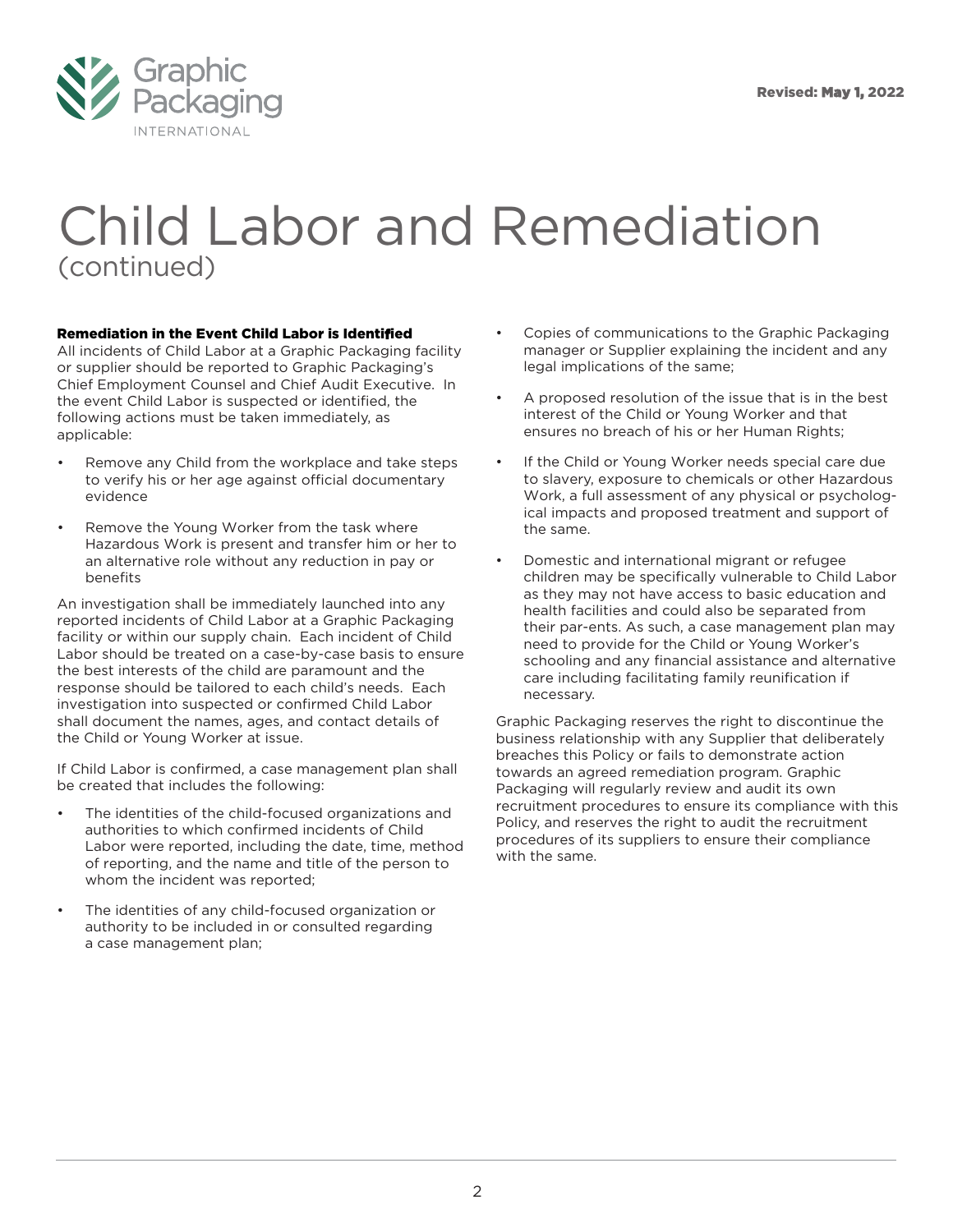# Child Labor and Remediation
(continued)

**Remediation in the Event Child Labor is Identified**

All incidents of Child Labor at a Graphic Packaging facility or supplier should be reported to Graphic Packaging's Chief Employment Counsel and Chief Audit Executive. In the event Child Labor is suspected or identified, the following actions must be taken immediately, as applicable:

- Remove any Child from the workplace and take steps to verify his or her age against official documentary evidence
- Remove the Young Worker from the task where Hazardous Work is present and transfer him or her to an alternative role without any reduction in pay or benefits

An investigation shall be immediately launched into any reported incidents of Child Labor at a Graphic Packaging facility or within our supply chain. Each incident of Child Labor should be treated on a case-by-case basis to ensure the best interests of the child are paramount and the response should be tailored to each child's needs. Each investigation into suspected or confirmed Child Labor shall document the names, ages, and contact details of the Child or Young Worker at issue.

If Child Labor is confirmed, a case management plan shall be created that includes the following:

- The identities of the child-focused organizations and authorities to which confirmed incidents of Child Labor were reported, including the date, time, method of reporting, and the name and title of the person to whom the incident was reported;
- The identities of any child-focused organization or authority to be included in or consulted regarding a case management plan;
- Copies of communications to the Graphic Packaging manager or Supplier explaining the incident and any legal implications of the same;
- A proposed resolution of the issue that is in the best interest of the Child or Young Worker and that ensures no breach of his or her Human Rights;
- If the Child or Young Worker needs special care due to slavery, exposure to chemicals or other Hazardous Work, a full assessment of any physical or psychological impacts and proposed treatment and support of the same.
- Domestic and international migrant or refugee children may be specifically vulnerable to Child Labor as they may not have access to basic education and health facilities and could also be separated from their par-ents. As such, a case management plan may need to provide for the Child or Young Worker's schooling and any financial assistance and alternative care including facilitating family reunification if necessary.

Graphic Packaging reserves the right to discontinue the business relationship with any Supplier that deliberately breaches this Policy or fails to demonstrate action towards an agreed remediation program. Graphic Packaging will regularly review and audit its own recruitment procedures to ensure its compliance with this Policy, and reserves the right to audit the recruitment procedures of its suppliers to ensure their compliance with the same.